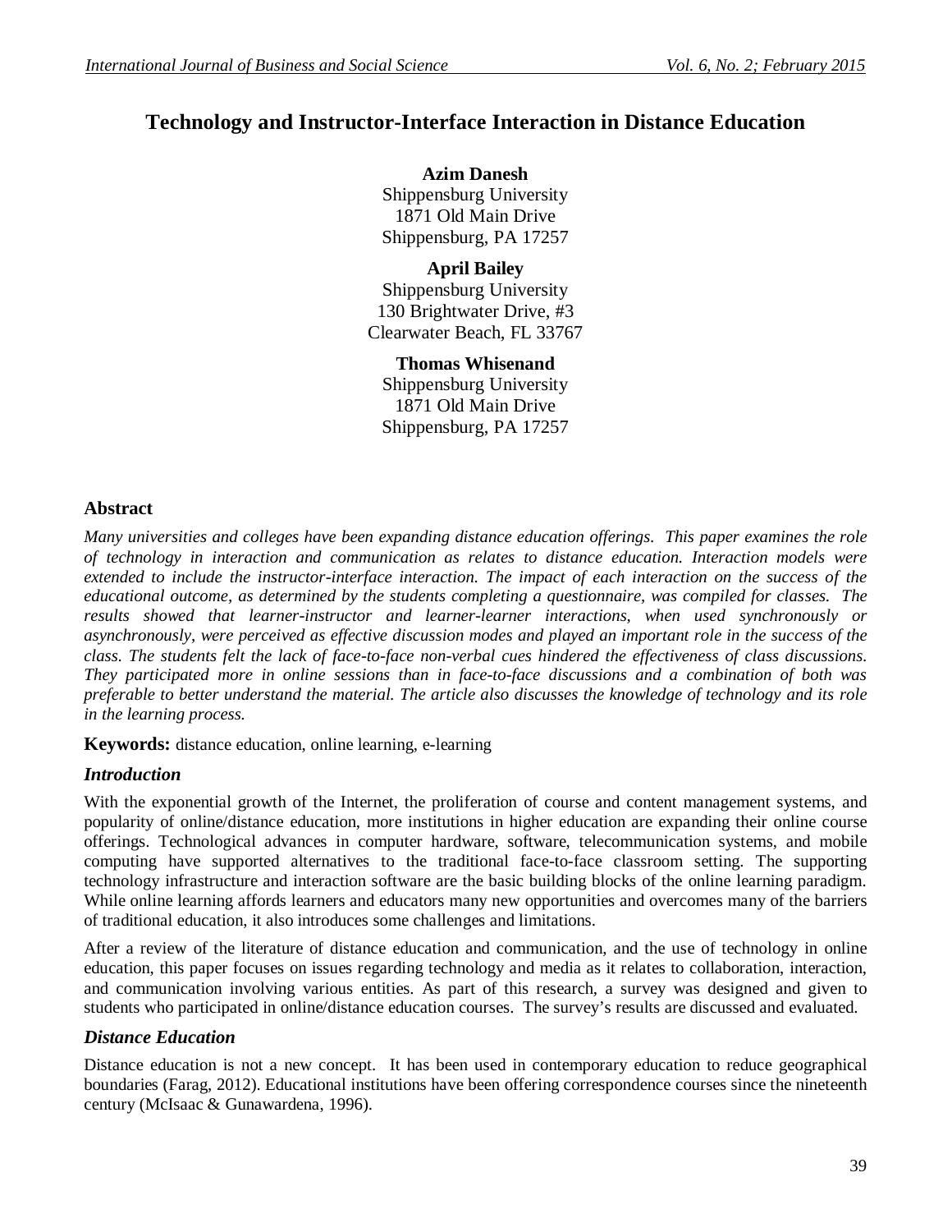# Technology and Instructor-Interface Interaction in Distance Education

**Azim Danesh**
Shippensburg University
1871 Old Main Drive
Shippensburg, PA 17257

**April Bailey**
Shippensburg University
130 Brightwater Drive, #3
Clearwater Beach, FL 33767

**Thomas Whisenand**
Shippensburg University
1871 Old Main Drive
Shippensburg, PA 17257

## Abstract

*Many universities and colleges have been expanding distance education offerings. This paper examines the role of technology in interaction and communication as relates to distance education. Interaction models were extended to include the instructor-interface interaction. The impact of each interaction on the success of the educational outcome, as determined by the students completing a questionnaire, was compiled for classes. The results showed that learner-instructor and learner-learner interactions, when used synchronously or asynchronously, were perceived as effective discussion modes and played an important role in the success of the class. The students felt the lack of face-to-face non-verbal cues hindered the effectiveness of class discussions. They participated more in online sessions than in face-to-face discussions and a combination of both was preferable to better understand the material. The article also discusses the knowledge of technology and its role in the learning process.*

**Keywords:** distance education, online learning, e-learning

## *Introduction*

With the exponential growth of the Internet, the proliferation of course and content management systems, and popularity of online/distance education, more institutions in higher education are expanding their online course offerings. Technological advances in computer hardware, software, telecommunication systems, and mobile computing have supported alternatives to the traditional face-to-face classroom setting. The supporting technology infrastructure and interaction software are the basic building blocks of the online learning paradigm. While online learning affords learners and educators many new opportunities and overcomes many of the barriers of traditional education, it also introduces some challenges and limitations.

After a review of the literature of distance education and communication, and the use of technology in online education, this paper focuses on issues regarding technology and media as it relates to collaboration, interaction, and communication involving various entities. As part of this research, a survey was designed and given to students who participated in online/distance education courses. The survey's results are discussed and evaluated.

## *Distance Education*

Distance education is not a new concept. It has been used in contemporary education to reduce geographical boundaries (Farag, 2012). Educational institutions have been offering correspondence courses since the nineteenth century (McIsaac & Gunawardena, 1996).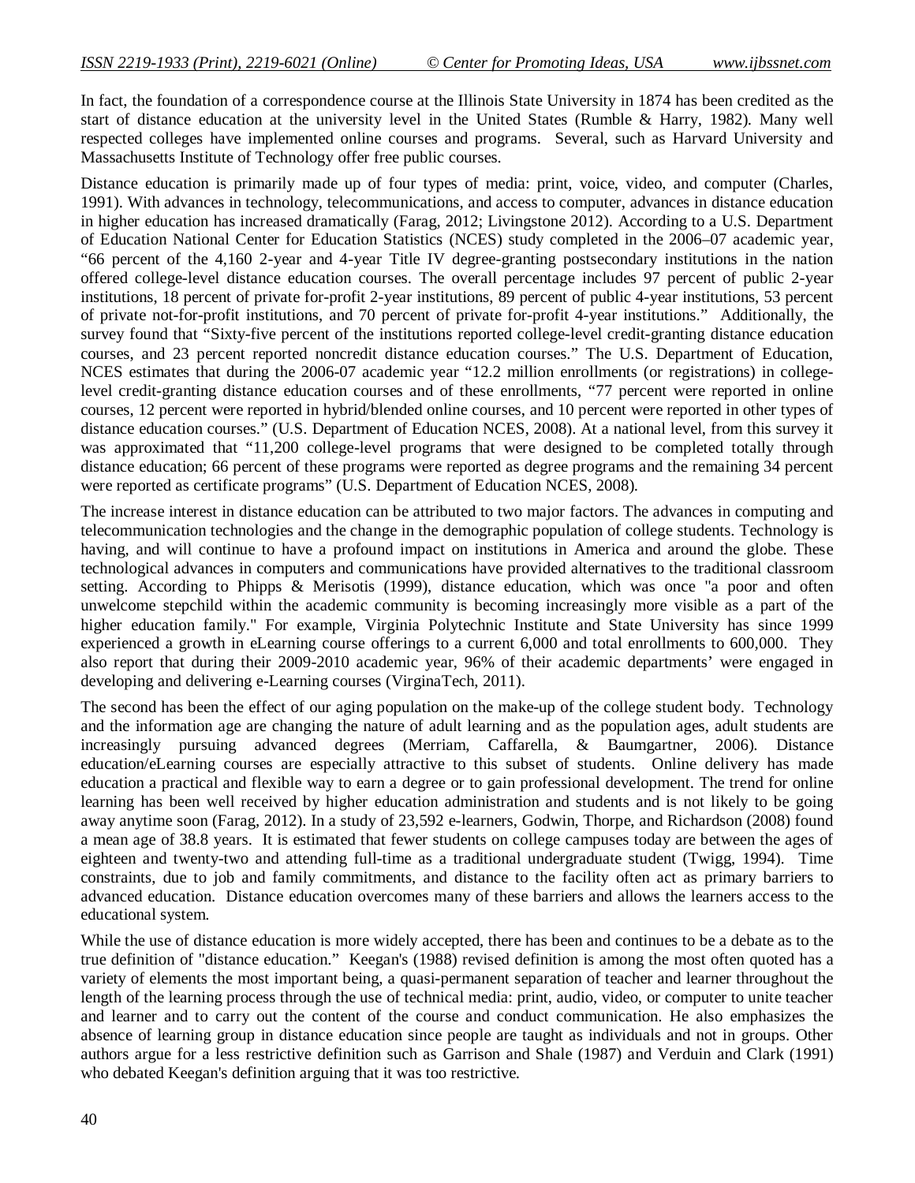In fact, the foundation of a correspondence course at the Illinois State University in 1874 has been credited as the start of distance education at the university level in the United States (Rumble & Harry, 1982). Many well respected colleges have implemented online courses and programs. Several, such as Harvard University and Massachusetts Institute of Technology offer free public courses.

Distance education is primarily made up of four types of media: print, voice, video, and computer (Charles, 1991). With advances in technology, telecommunications, and access to computer, advances in distance education in higher education has increased dramatically (Farag, 2012; Livingstone 2012). According to a U.S. Department of Education National Center for Education Statistics (NCES) study completed in the 2006–07 academic year, "66 percent of the 4,160 2-year and 4-year Title IV degree-granting postsecondary institutions in the nation offered college-level distance education courses. The overall percentage includes 97 percent of public 2-year institutions, 18 percent of private for-profit 2-year institutions, 89 percent of public 4-year institutions, 53 percent of private not-for-profit institutions, and 70 percent of private for-profit 4-year institutions." Additionally, the survey found that "Sixty-five percent of the institutions reported college-level credit-granting distance education courses, and 23 percent reported noncredit distance education courses." The U.S. Department of Education, NCES estimates that during the 2006-07 academic year "12.2 million enrollments (or registrations) in college-level credit-granting distance education courses and of these enrollments, "77 percent were reported in online courses, 12 percent were reported in hybrid/blended online courses, and 10 percent were reported in other types of distance education courses." (U.S. Department of Education NCES, 2008). At a national level, from this survey it was approximated that "11,200 college-level programs that were designed to be completed totally through distance education; 66 percent of these programs were reported as degree programs and the remaining 34 percent were reported as certificate programs" (U.S. Department of Education NCES, 2008).

The increase interest in distance education can be attributed to two major factors. The advances in computing and telecommunication technologies and the change in the demographic population of college students. Technology is having, and will continue to have a profound impact on institutions in America and around the globe. These technological advances in computers and communications have provided alternatives to the traditional classroom setting. According to Phipps & Merisotis (1999), distance education, which was once "a poor and often unwelcome stepchild within the academic community is becoming increasingly more visible as a part of the higher education family." For example, Virginia Polytechnic Institute and State University has since 1999 experienced a growth in eLearning course offerings to a current 6,000 and total enrollments to 600,000. They also report that during their 2009-2010 academic year, 96% of their academic departments' were engaged in developing and delivering e-Learning courses (VirginaTech, 2011).

The second has been the effect of our aging population on the make-up of the college student body. Technology and the information age are changing the nature of adult learning and as the population ages, adult students are increasingly pursuing advanced degrees (Merriam, Caffarella, & Baumgartner, 2006). Distance education/eLearning courses are especially attractive to this subset of students. Online delivery has made education a practical and flexible way to earn a degree or to gain professional development. The trend for online learning has been well received by higher education administration and students and is not likely to be going away anytime soon (Farag, 2012). In a study of 23,592 e-learners, Godwin, Thorpe, and Richardson (2008) found a mean age of 38.8 years. It is estimated that fewer students on college campuses today are between the ages of eighteen and twenty-two and attending full-time as a traditional undergraduate student (Twigg, 1994). Time constraints, due to job and family commitments, and distance to the facility often act as primary barriers to advanced education. Distance education overcomes many of these barriers and allows the learners access to the educational system.

While the use of distance education is more widely accepted, there has been and continues to be a debate as to the true definition of "distance education." Keegan's (1988) revised definition is among the most often quoted has a variety of elements the most important being, a quasi-permanent separation of teacher and learner throughout the length of the learning process through the use of technical media: print, audio, video, or computer to unite teacher and learner and to carry out the content of the course and conduct communication. He also emphasizes the absence of learning group in distance education since people are taught as individuals and not in groups. Other authors argue for a less restrictive definition such as Garrison and Shale (1987) and Verduin and Clark (1991) who debated Keegan's definition arguing that it was too restrictive.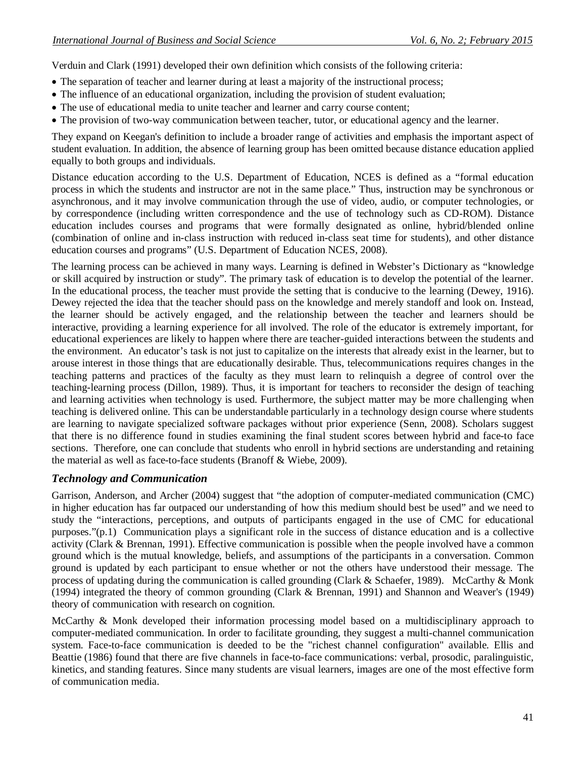Verduin and Clark (1991) developed their own definition which consists of the following criteria:

- The separation of teacher and learner during at least a majority of the instructional process;
- The influence of an educational organization, including the provision of student evaluation;
- The use of educational media to unite teacher and learner and carry course content;
- The provision of two-way communication between teacher, tutor, or educational agency and the learner.

They expand on Keegan's definition to include a broader range of activities and emphasis the important aspect of student evaluation. In addition, the absence of learning group has been omitted because distance education applied equally to both groups and individuals.

Distance education according to the U.S. Department of Education, NCES is defined as a "formal education process in which the students and instructor are not in the same place." Thus, instruction may be synchronous or asynchronous, and it may involve communication through the use of video, audio, or computer technologies, or by correspondence (including written correspondence and the use of technology such as CD-ROM). Distance education includes courses and programs that were formally designated as online, hybrid/blended online (combination of online and in-class instruction with reduced in-class seat time for students), and other distance education courses and programs" (U.S. Department of Education NCES, 2008).

The learning process can be achieved in many ways. Learning is defined in Webster's Dictionary as "knowledge or skill acquired by instruction or study". The primary task of education is to develop the potential of the learner. In the educational process, the teacher must provide the setting that is conducive to the learning (Dewey, 1916). Dewey rejected the idea that the teacher should pass on the knowledge and merely standoff and look on. Instead, the learner should be actively engaged, and the relationship between the teacher and learners should be interactive, providing a learning experience for all involved. The role of the educator is extremely important, for educational experiences are likely to happen where there are teacher-guided interactions between the students and the environment. An educator's task is not just to capitalize on the interests that already exist in the learner, but to arouse interest in those things that are educationally desirable. Thus, telecommunications requires changes in the teaching patterns and practices of the faculty as they must learn to relinquish a degree of control over the teaching-learning process (Dillon, 1989). Thus, it is important for teachers to reconsider the design of teaching and learning activities when technology is used. Furthermore, the subject matter may be more challenging when teaching is delivered online. This can be understandable particularly in a technology design course where students are learning to navigate specialized software packages without prior experience (Senn, 2008). Scholars suggest that there is no difference found in studies examining the final student scores between hybrid and face-to face sections. Therefore, one can conclude that students who enroll in hybrid sections are understanding and retaining the material as well as face-to-face students (Branoff & Wiebe, 2009).

## *Technology and Communication*

Garrison, Anderson, and Archer (2004) suggest that "the adoption of computer-mediated communication (CMC) in higher education has far outpaced our understanding of how this medium should best be used" and we need to study the "interactions, perceptions, and outputs of participants engaged in the use of CMC for educational purposes."(p.1) Communication plays a significant role in the success of distance education and is a collective activity (Clark & Brennan, 1991). Effective communication is possible when the people involved have a common ground which is the mutual knowledge, beliefs, and assumptions of the participants in a conversation. Common ground is updated by each participant to ensue whether or not the others have understood their message. The process of updating during the communication is called grounding (Clark & Schaefer, 1989). McCarthy & Monk (1994) integrated the theory of common grounding (Clark & Brennan, 1991) and Shannon and Weaver's (1949) theory of communication with research on cognition.

McCarthy & Monk developed their information processing model based on a multidisciplinary approach to computer-mediated communication. In order to facilitate grounding, they suggest a multi-channel communication system. Face-to-face communication is deeded to be the "richest channel configuration" available. Ellis and Beattie (1986) found that there are five channels in face-to-face communications: verbal, prosodic, paralinguistic, kinetics, and standing features. Since many students are visual learners, images are one of the most effective form of communication media.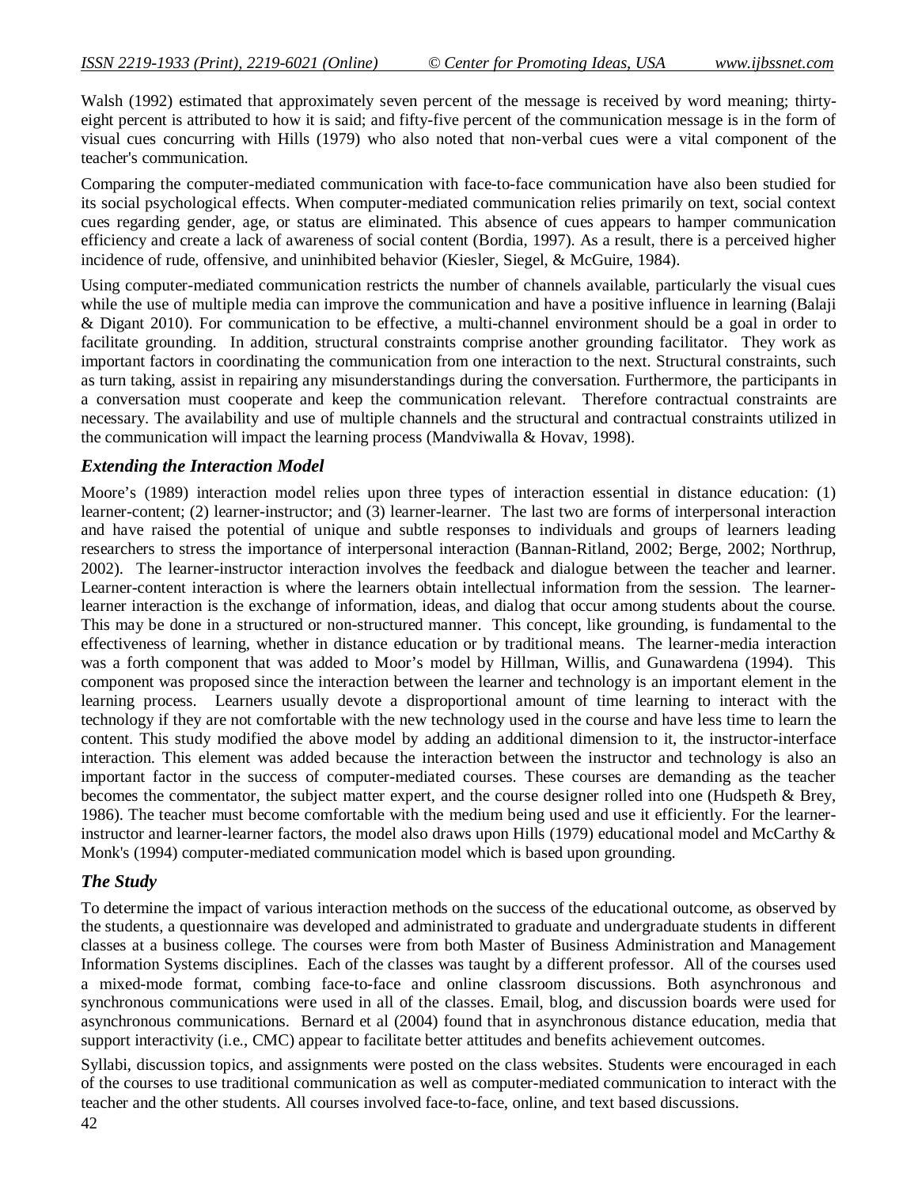Walsh (1992) estimated that approximately seven percent of the message is received by word meaning; thirty-eight percent is attributed to how it is said; and fifty-five percent of the communication message is in the form of visual cues concurring with Hills (1979) who also noted that non-verbal cues were a vital component of the teacher's communication.

Comparing the computer-mediated communication with face-to-face communication have also been studied for its social psychological effects. When computer-mediated communication relies primarily on text, social context cues regarding gender, age, or status are eliminated. This absence of cues appears to hamper communication efficiency and create a lack of awareness of social content (Bordia, 1997). As a result, there is a perceived higher incidence of rude, offensive, and uninhibited behavior (Kiesler, Siegel, & McGuire, 1984).

Using computer-mediated communication restricts the number of channels available, particularly the visual cues while the use of multiple media can improve the communication and have a positive influence in learning (Balaji & Digant 2010). For communication to be effective, a multi-channel environment should be a goal in order to facilitate grounding. In addition, structural constraints comprise another grounding facilitator. They work as important factors in coordinating the communication from one interaction to the next. Structural constraints, such as turn taking, assist in repairing any misunderstandings during the conversation. Furthermore, the participants in a conversation must cooperate and keep the communication relevant. Therefore contractual constraints are necessary. The availability and use of multiple channels and the structural and contractual constraints utilized in the communication will impact the learning process (Mandviwalla & Hovav, 1998).

### *Extending the Interaction Model*

Moore's (1989) interaction model relies upon three types of interaction essential in distance education: (1) learner-content; (2) learner-instructor; and (3) learner-learner. The last two are forms of interpersonal interaction and have raised the potential of unique and subtle responses to individuals and groups of learners leading researchers to stress the importance of interpersonal interaction (Bannan-Ritland, 2002; Berge, 2002; Northrup, 2002). The learner-instructor interaction involves the feedback and dialogue between the teacher and learner. Learner-content interaction is where the learners obtain intellectual information from the session. The learner-learner interaction is the exchange of information, ideas, and dialog that occur among students about the course. This may be done in a structured or non-structured manner. This concept, like grounding, is fundamental to the effectiveness of learning, whether in distance education or by traditional means. The learner-media interaction was a forth component that was added to Moor's model by Hillman, Willis, and Gunawardena (1994). This component was proposed since the interaction between the learner and technology is an important element in the learning process. Learners usually devote a disproportional amount of time learning to interact with the technology if they are not comfortable with the new technology used in the course and have less time to learn the content. This study modified the above model by adding an additional dimension to it, the instructor-interface interaction. This element was added because the interaction between the instructor and technology is also an important factor in the success of computer-mediated courses. These courses are demanding as the teacher becomes the commentator, the subject matter expert, and the course designer rolled into one (Hudspeth & Brey, 1986). The teacher must become comfortable with the medium being used and use it efficiently. For the learner-instructor and learner-learner factors, the model also draws upon Hills (1979) educational model and McCarthy & Monk's (1994) computer-mediated communication model which is based upon grounding.

### *The Study*

To determine the impact of various interaction methods on the success of the educational outcome, as observed by the students, a questionnaire was developed and administrated to graduate and undergraduate students in different classes at a business college. The courses were from both Master of Business Administration and Management Information Systems disciplines. Each of the classes was taught by a different professor. All of the courses used a mixed-mode format, combing face-to-face and online classroom discussions. Both asynchronous and synchronous communications were used in all of the classes. Email, blog, and discussion boards were used for asynchronous communications. Bernard et al (2004) found that in asynchronous distance education, media that support interactivity (i.e., CMC) appear to facilitate better attitudes and benefits achievement outcomes.

Syllabi, discussion topics, and assignments were posted on the class websites. Students were encouraged in each of the courses to use traditional communication as well as computer-mediated communication to interact with the teacher and the other students. All courses involved face-to-face, online, and text based discussions.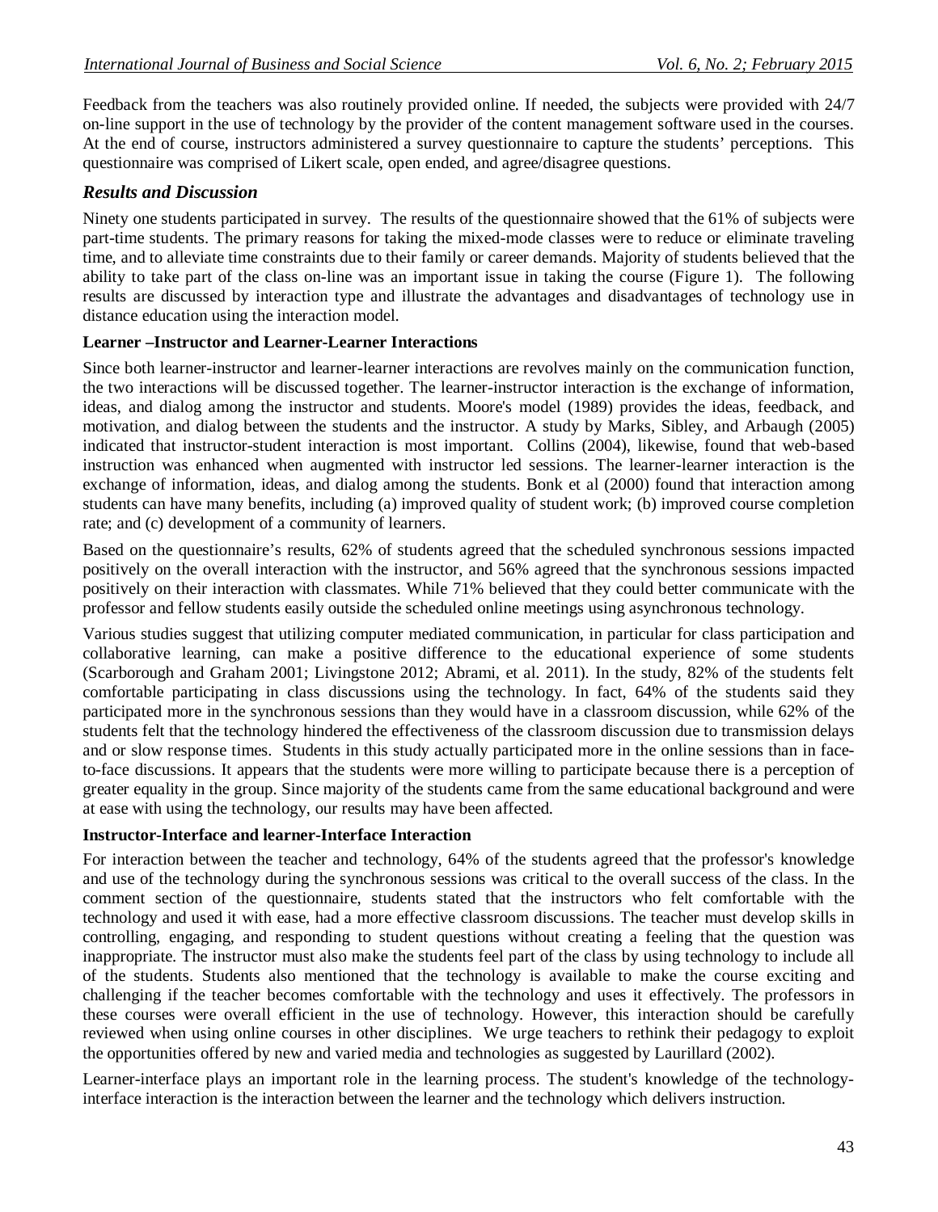Feedback from the teachers was also routinely provided online. If needed, the subjects were provided with 24/7 on-line support in the use of technology by the provider of the content management software used in the courses. At the end of course, instructors administered a survey questionnaire to capture the students' perceptions. This questionnaire was comprised of Likert scale, open ended, and agree/disagree questions.

## *Results and Discussion*

Ninety one students participated in survey. The results of the questionnaire showed that the 61% of subjects were part-time students. The primary reasons for taking the mixed-mode classes were to reduce or eliminate traveling time, and to alleviate time constraints due to their family or career demands. Majority of students believed that the ability to take part of the class on-line was an important issue in taking the course (Figure 1). The following results are discussed by interaction type and illustrate the advantages and disadvantages of technology use in distance education using the interaction model.

**Learner –Instructor and Learner-Learner Interactions**

Since both learner-instructor and learner-learner interactions are revolves mainly on the communication function, the two interactions will be discussed together. The learner-instructor interaction is the exchange of information, ideas, and dialog among the instructor and students. Moore's model (1989) provides the ideas, feedback, and motivation, and dialog between the students and the instructor. A study by Marks, Sibley, and Arbaugh (2005) indicated that instructor-student interaction is most important. Collins (2004), likewise, found that web-based instruction was enhanced when augmented with instructor led sessions. The learner-learner interaction is the exchange of information, ideas, and dialog among the students. Bonk et al (2000) found that interaction among students can have many benefits, including (a) improved quality of student work; (b) improved course completion rate; and (c) development of a community of learners.

Based on the questionnaire's results, 62% of students agreed that the scheduled synchronous sessions impacted positively on the overall interaction with the instructor, and 56% agreed that the synchronous sessions impacted positively on their interaction with classmates. While 71% believed that they could better communicate with the professor and fellow students easily outside the scheduled online meetings using asynchronous technology.

Various studies suggest that utilizing computer mediated communication, in particular for class participation and collaborative learning, can make a positive difference to the educational experience of some students (Scarborough and Graham 2001; Livingstone 2012; Abrami, et al. 2011). In the study, 82% of the students felt comfortable participating in class discussions using the technology. In fact, 64% of the students said they participated more in the synchronous sessions than they would have in a classroom discussion, while 62% of the students felt that the technology hindered the effectiveness of the classroom discussion due to transmission delays and or slow response times. Students in this study actually participated more in the online sessions than in face-to-face discussions. It appears that the students were more willing to participate because there is a perception of greater equality in the group. Since majority of the students came from the same educational background and were at ease with using the technology, our results may have been affected.

**Instructor-Interface and learner-Interface Interaction**

For interaction between the teacher and technology, 64% of the students agreed that the professor's knowledge and use of the technology during the synchronous sessions was critical to the overall success of the class. In the comment section of the questionnaire, students stated that the instructors who felt comfortable with the technology and used it with ease, had a more effective classroom discussions. The teacher must develop skills in controlling, engaging, and responding to student questions without creating a feeling that the question was inappropriate. The instructor must also make the students feel part of the class by using technology to include all of the students. Students also mentioned that the technology is available to make the course exciting and challenging if the teacher becomes comfortable with the technology and uses it effectively. The professors in these courses were overall efficient in the use of technology. However, this interaction should be carefully reviewed when using online courses in other disciplines. We urge teachers to rethink their pedagogy to exploit the opportunities offered by new and varied media and technologies as suggested by Laurillard (2002).

Learner-interface plays an important role in the learning process. The student's knowledge of the technology-interface interaction is the interaction between the learner and the technology which delivers instruction.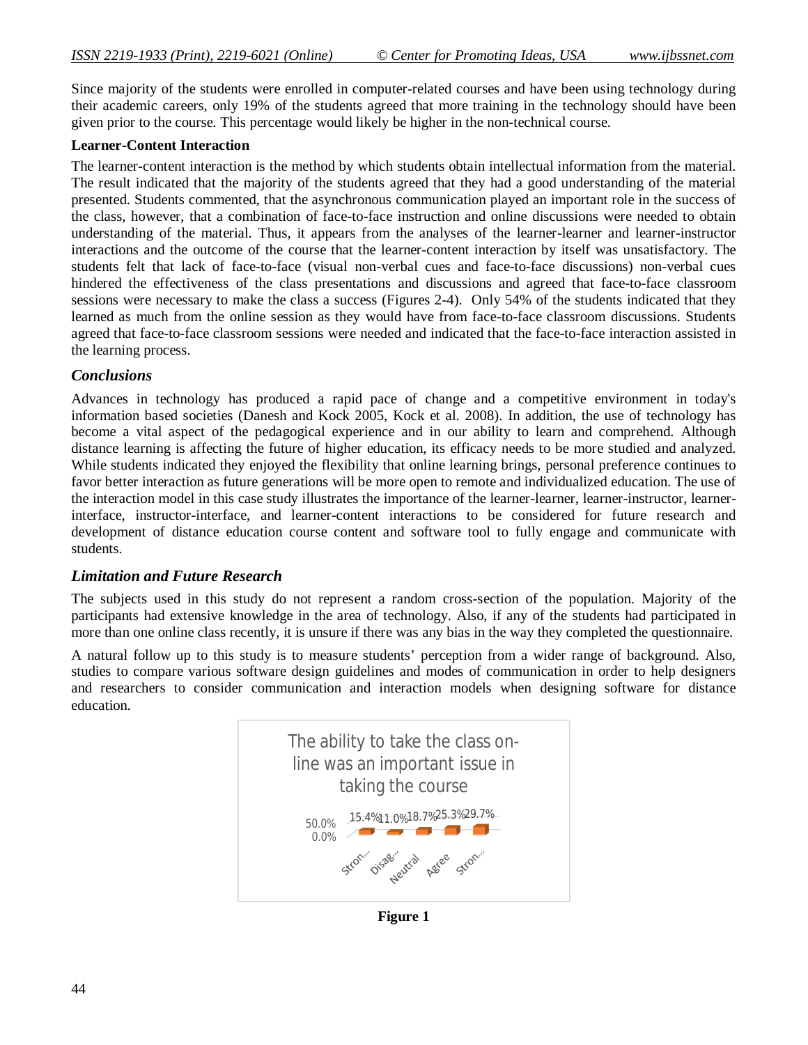Since majority of the students were enrolled in computer-related courses and have been using technology during their academic careers, only 19% of the students agreed that more training in the technology should have been given prior to the course. This percentage would likely be higher in the non-technical course.

**Learner-Content Interaction**

The learner-content interaction is the method by which students obtain intellectual information from the material. The result indicated that the majority of the students agreed that they had a good understanding of the material presented. Students commented, that the asynchronous communication played an important role in the success of the class, however, that a combination of face-to-face instruction and online discussions were needed to obtain understanding of the material. Thus, it appears from the analyses of the learner-learner and learner-instructor interactions and the outcome of the course that the learner-content interaction by itself was unsatisfactory. The students felt that lack of face-to-face (visual non-verbal cues and face-to-face discussions) non-verbal cues hindered the effectiveness of the class presentations and discussions and agreed that face-to-face classroom sessions were necessary to make the class a success (Figures 2-4). Only 54% of the students indicated that they learned as much from the online session as they would have from face-to-face classroom discussions. Students agreed that face-to-face classroom sessions were needed and indicated that the face-to-face interaction assisted in the learning process.

## *Conclusions*

Advances in technology has produced a rapid pace of change and a competitive environment in today's information based societies (Danesh and Kock 2005, Kock et al. 2008). In addition, the use of technology has become a vital aspect of the pedagogical experience and in our ability to learn and comprehend. Although distance learning is affecting the future of higher education, its efficacy needs to be more studied and analyzed. While students indicated they enjoyed the flexibility that online learning brings, personal preference continues to favor better interaction as future generations will be more open to remote and individualized education. The use of the interaction model in this case study illustrates the importance of the learner-learner, learner-instructor, learner-interface, instructor-interface, and learner-content interactions to be considered for future research and development of distance education course content and software tool to fully engage and communicate with students.

## *Limitation and Future Research*

The subjects used in this study do not represent a random cross-section of the population. Majority of the participants had extensive knowledge in the area of technology. Also, if any of the students had participated in more than one online class recently, it is unsure if there was any bias in the way they completed the questionnaire.

A natural follow up to this study is to measure students' perception from a wider range of background. Also, studies to compare various software design guidelines and modes of communication in order to help designers and researchers to consider communication and interaction models when designing software for distance education.

The ability to take the class on-line was an important issue in taking the course

| Stron... | Disag... | Neutral | Agree | Stron... |
|---|---|---|---|---|
| 15.4% | 11.0% | 18.7% | 25.3% | 29.7% |

**Figure 1**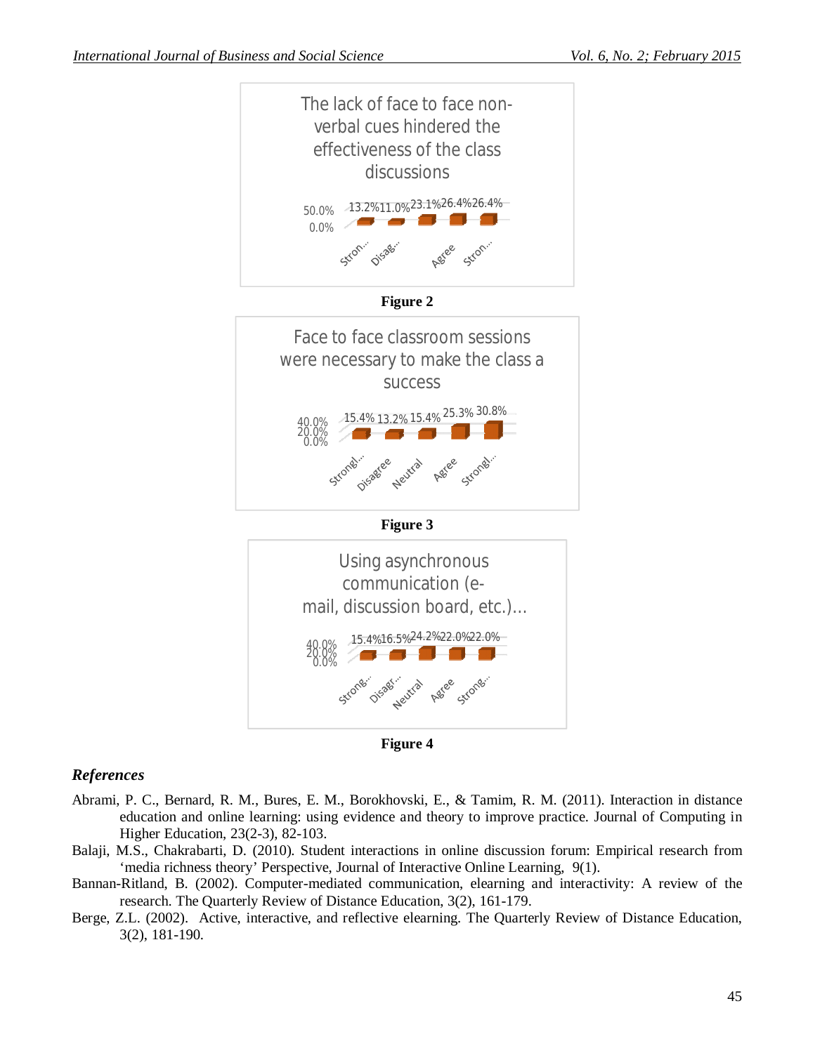The lack of face to face non-verbal cues hindered the effectiveness of the class discussions

50.0%
0.0%

13.2% 11.0% 23.1% 26.4% 26.4%

Stron... Disag... Agree Stron...

**Figure 2**

Face to face classroom sessions were necessary to make the class a success

40.0%
20.0%
0.0%

15.4% 13.2% 15.4% 25.3% 30.8%

Strongl... Disagree Neutral Agree Strongl...

**Figure 3**

Using asynchronous communication (e-mail, discussion board, etc.)...

40.0%
20.0%
0.0%

15.4% 16.5% 24.2% 22.0% 22.0%

Strong... Disagr... Neutral Agree Strong...

**Figure 4**

## *References*

Abrami, P. C., Bernard, R. M., Bures, E. M., Borokhovski, E., & Tamim, R. M. (2011). Interaction in distance education and online learning: using evidence and theory to improve practice. Journal of Computing in Higher Education, 23(2-3), 82-103.

Balaji, M.S., Chakrabarti, D. (2010). Student interactions in online discussion forum: Empirical research from 'media richness theory' Perspective, Journal of Interactive Online Learning, 9(1).

Bannan-Ritland, B. (2002). Computer-mediated communication, elearning and interactivity: A review of the research. The Quarterly Review of Distance Education, 3(2), 161-179.

Berge, Z.L. (2002). Active, interactive, and reflective elearning. The Quarterly Review of Distance Education, 3(2), 181-190.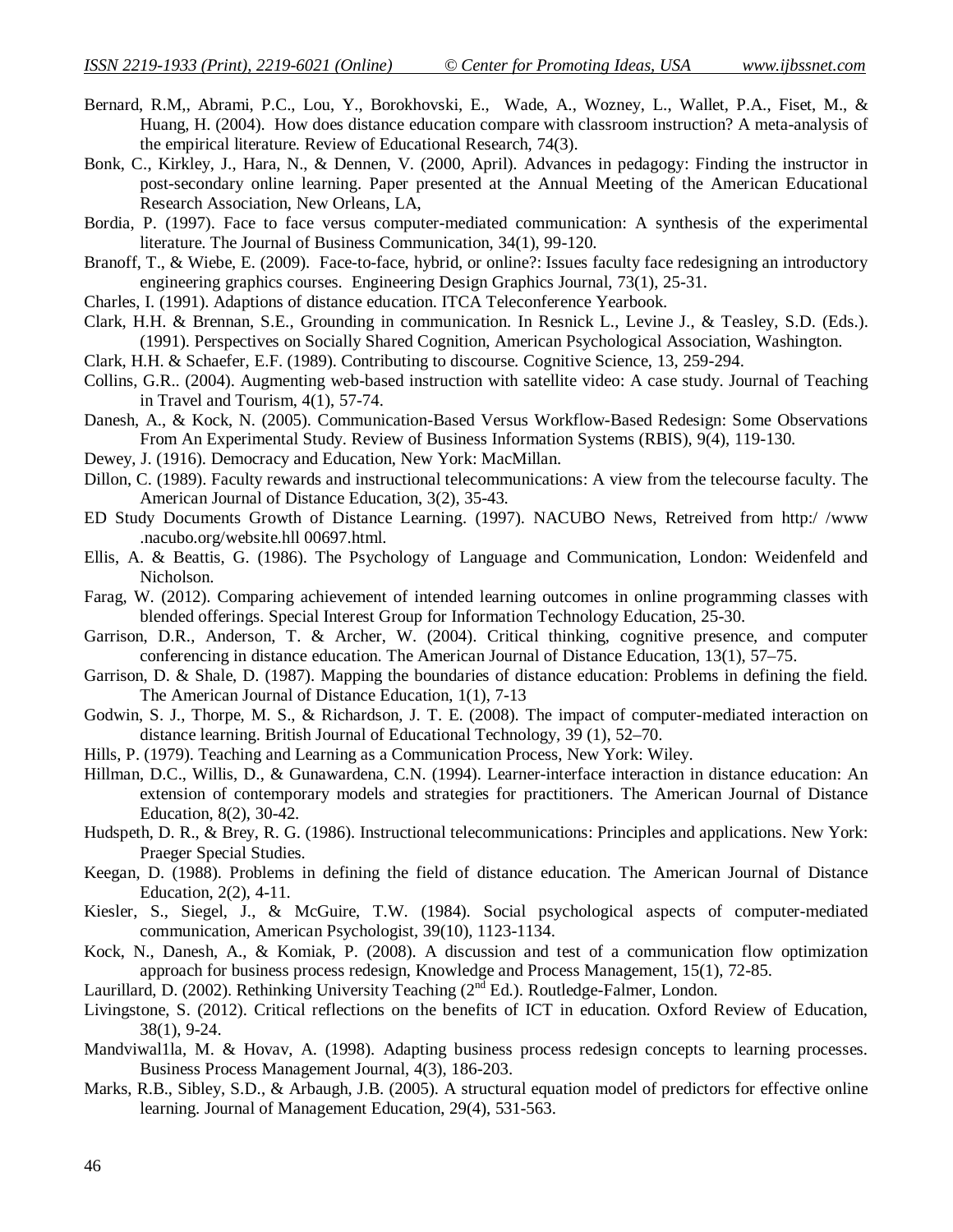Bernard, R.M,, Abrami, P.C., Lou, Y., Borokhovski, E., Wade, A., Wozney, L., Wallet, P.A., Fiset, M., & Huang, H. (2004). How does distance education compare with classroom instruction? A meta-analysis of the empirical literature. Review of Educational Research, 74(3).

Bonk, C., Kirkley, J., Hara, N., & Dennen, V. (2000, April). Advances in pedagogy: Finding the instructor in post-secondary online learning. Paper presented at the Annual Meeting of the American Educational Research Association, New Orleans, LA,

Bordia, P. (1997). Face to face versus computer-mediated communication: A synthesis of the experimental literature. The Journal of Business Communication, 34(1), 99-120.

Branoff, T., & Wiebe, E. (2009). Face-to-face, hybrid, or online?: Issues faculty face redesigning an introductory engineering graphics courses. Engineering Design Graphics Journal, 73(1), 25-31.

Charles, I. (1991). Adaptions of distance education. ITCA Teleconference Yearbook.

Clark, H.H. & Brennan, S.E., Grounding in communication. In Resnick L., Levine J., & Teasley, S.D. (Eds.). (1991). Perspectives on Socially Shared Cognition, American Psychological Association, Washington.

Clark, H.H. & Schaefer, E.F. (1989). Contributing to discourse. Cognitive Science, 13, 259-294.

Collins, G.R.. (2004). Augmenting web-based instruction with satellite video: A case study. Journal of Teaching in Travel and Tourism, 4(1), 57-74.

Danesh, A., & Kock, N. (2005). Communication-Based Versus Workflow-Based Redesign: Some Observations From An Experimental Study. Review of Business Information Systems (RBIS), 9(4), 119-130.

Dewey, J. (1916). Democracy and Education, New York: MacMillan.

Dillon, C. (1989). Faculty rewards and instructional telecommunications: A view from the telecourse faculty. The American Journal of Distance Education, 3(2), 35-43.

ED Study Documents Growth of Distance Learning. (1997). NACUBO News, Retreived from http:/ /www .nacubo.org/website.hll 00697.html.

Ellis, A. & Beattis, G. (1986). The Psychology of Language and Communication, London: Weidenfeld and Nicholson.

Farag, W. (2012). Comparing achievement of intended learning outcomes in online programming classes with blended offerings. Special Interest Group for Information Technology Education, 25-30.

Garrison, D.R., Anderson, T. & Archer, W. (2004). Critical thinking, cognitive presence, and computer conferencing in distance education. The American Journal of Distance Education, 13(1), 57–75.

Garrison, D. & Shale, D. (1987). Mapping the boundaries of distance education: Problems in defining the field. The American Journal of Distance Education, 1(1), 7-13

Godwin, S. J., Thorpe, M. S., & Richardson, J. T. E. (2008). The impact of computer-mediated interaction on distance learning. British Journal of Educational Technology, 39 (1), 52–70.

Hills, P. (1979). Teaching and Learning as a Communication Process, New York: Wiley.

Hillman, D.C., Willis, D., & Gunawardena, C.N. (1994). Learner-interface interaction in distance education: An extension of contemporary models and strategies for practitioners. The American Journal of Distance Education, 8(2), 30-42.

Hudspeth, D. R., & Brey, R. G. (1986). Instructional telecommunications: Principles and applications. New York: Praeger Special Studies.

Keegan, D. (1988). Problems in defining the field of distance education. The American Journal of Distance Education, 2(2), 4-11.

Kiesler, S., Siegel, J., & McGuire, T.W. (1984). Social psychological aspects of computer-mediated communication, American Psychologist, 39(10), 1123-1134.

Kock, N., Danesh, A., & Komiak, P. (2008). A discussion and test of a communication flow optimization approach for business process redesign, Knowledge and Process Management, 15(1), 72-85.

Laurillard, D. (2002). Rethinking University Teaching (2nd Ed.). Routledge-Falmer, London.

Livingstone, S. (2012). Critical reflections on the benefits of ICT in education. Oxford Review of Education, 38(1), 9-24.

Mandviwal1la, M. & Hovav, A. (1998). Adapting business process redesign concepts to learning processes. Business Process Management Journal, 4(3), 186-203.

Marks, R.B., Sibley, S.D., & Arbaugh, J.B. (2005). A structural equation model of predictors for effective online learning. Journal of Management Education, 29(4), 531-563.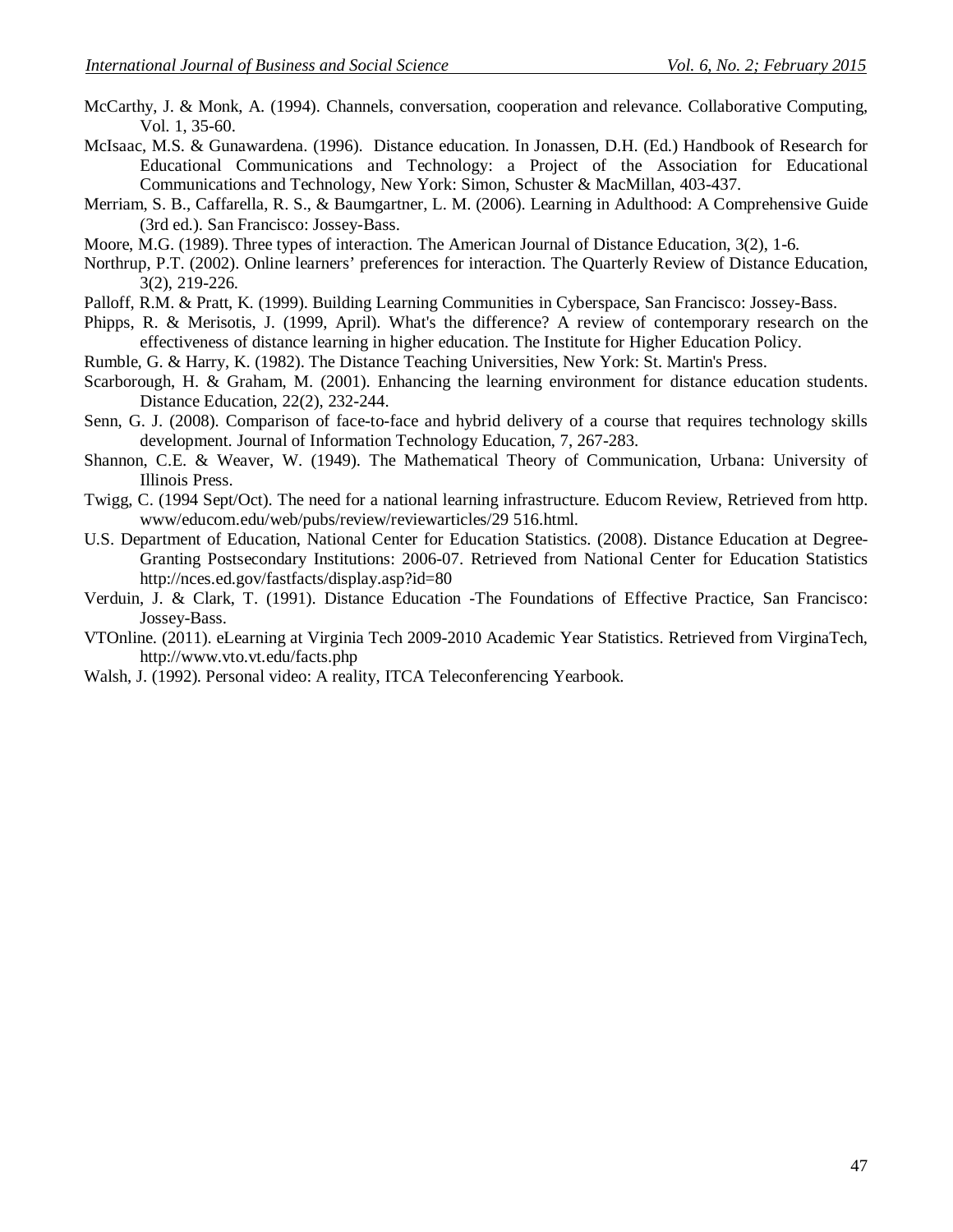McCarthy, J. & Monk, A. (1994). Channels, conversation, cooperation and relevance. Collaborative Computing, Vol. 1, 35-60.

McIsaac, M.S. & Gunawardena. (1996). Distance education. In Jonassen, D.H. (Ed.) Handbook of Research for Educational Communications and Technology: a Project of the Association for Educational Communications and Technology, New York: Simon, Schuster & MacMillan, 403-437.

Merriam, S. B., Caffarella, R. S., & Baumgartner, L. M. (2006). Learning in Adulthood: A Comprehensive Guide (3rd ed.). San Francisco: Jossey-Bass.

Moore, M.G. (1989). Three types of interaction. The American Journal of Distance Education, 3(2), 1-6.

Northrup, P.T. (2002). Online learners' preferences for interaction. The Quarterly Review of Distance Education, 3(2), 219-226.

Palloff, R.M. & Pratt, K. (1999). Building Learning Communities in Cyberspace, San Francisco: Jossey-Bass.

Phipps, R. & Merisotis, J. (1999, April). What's the difference? A review of contemporary research on the effectiveness of distance learning in higher education. The Institute for Higher Education Policy.

Rumble, G. & Harry, K. (1982). The Distance Teaching Universities, New York: St. Martin's Press.

Scarborough, H. & Graham, M. (2001). Enhancing the learning environment for distance education students. Distance Education, 22(2), 232-244.

Senn, G. J. (2008). Comparison of face-to-face and hybrid delivery of a course that requires technology skills development. Journal of Information Technology Education, 7, 267-283.

Shannon, C.E. & Weaver, W. (1949). The Mathematical Theory of Communication, Urbana: University of Illinois Press.

Twigg, C. (1994 Sept/Oct). The need for a national learning infrastructure. Educom Review, Retrieved from http. www/educom.edu/web/pubs/review/reviewarticles/29 516.html.

U.S. Department of Education, National Center for Education Statistics. (2008). Distance Education at Degree-Granting Postsecondary Institutions: 2006-07. Retrieved from National Center for Education Statistics http://nces.ed.gov/fastfacts/display.asp?id=80

Verduin, J. & Clark, T. (1991). Distance Education -The Foundations of Effective Practice, San Francisco: Jossey-Bass.

VTOnline. (2011). eLearning at Virginia Tech 2009-2010 Academic Year Statistics. Retrieved from VirginaTech, http://www.vto.vt.edu/facts.php

Walsh, J. (1992). Personal video: A reality, ITCA Teleconferencing Yearbook.